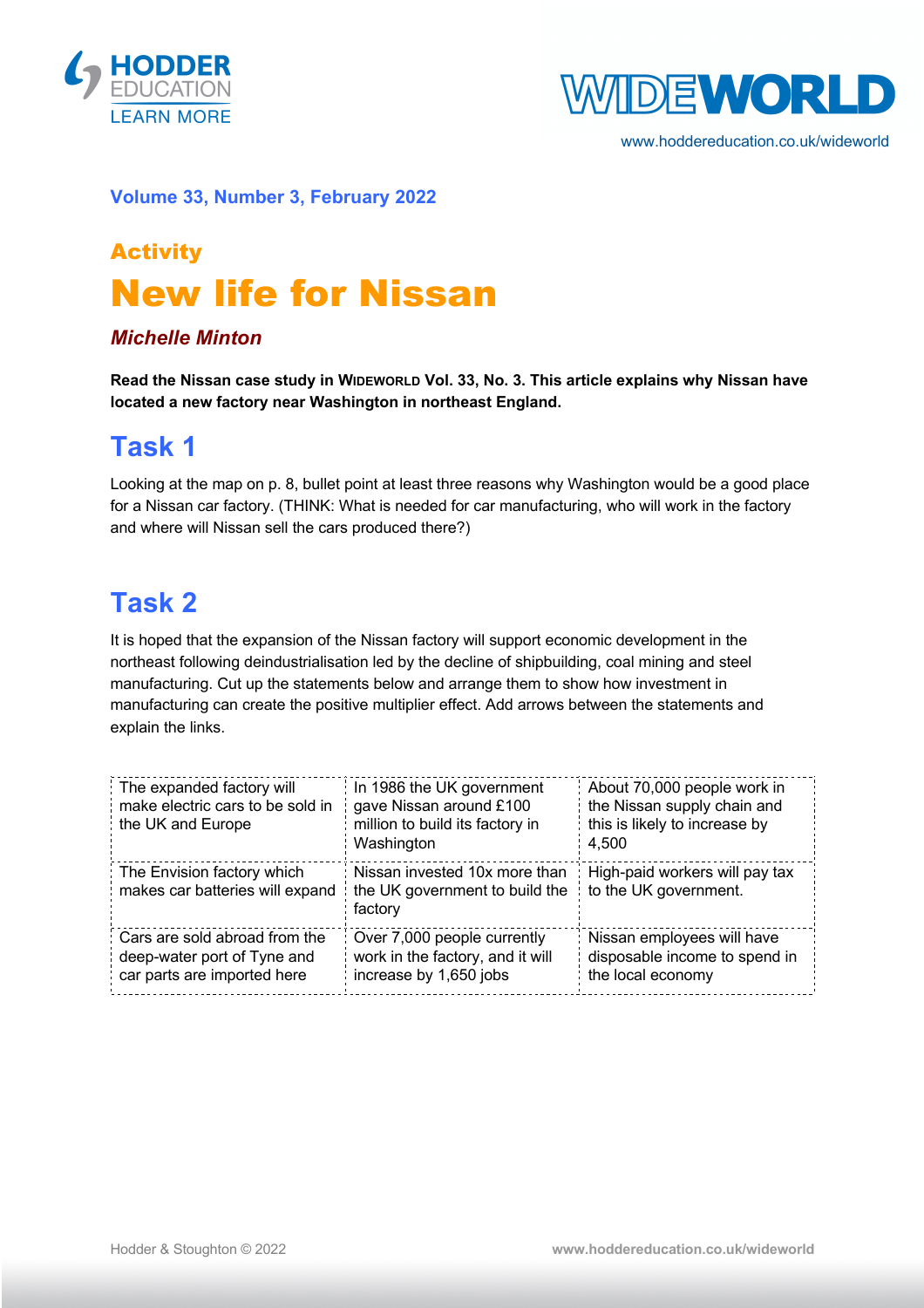**Volume 33, Number 3, February 2022**

## Activity

# New life for Nissan

***Michelle Minton***

**Read the Nissan case study in WIDEWORLD Vol. 33, No. 3. This article explains why Nissan have located a new factory near Washington in northeast England.**

## Task 1

Looking at the map on p. 8, bullet point at least three reasons why Washington would be a good place for a Nissan car factory. (THINK: What is needed for car manufacturing, who will work in the factory and where will Nissan sell the cars produced there?)

## Task 2

It is hoped that the expansion of the Nissan factory will support economic development in the northeast following deindustrialisation led by the decline of shipbuilding, coal mining and steel manufacturing. Cut up the statements below and arrange them to show how investment in manufacturing can create the positive multiplier effect. Add arrows between the statements and explain the links.

| | | |
|---|---|---|
| The expanded factory will make electric cars to be sold in the UK and Europe | In 1986 the UK government gave Nissan around £100 million to build its factory in Washington | About 70,000 people work in the Nissan supply chain and this is likely to increase by 4,500 |
| The Envision factory which makes car batteries will expand | Nissan invested 10x more than the UK government to build the factory | High-paid workers will pay tax to the UK government. |
| Cars are sold abroad from the deep-water port of Tyne and car parts are imported here | Over 7,000 people currently work in the factory, and it will increase by 1,650 jobs | Nissan employees will have disposable income to spend in the local economy |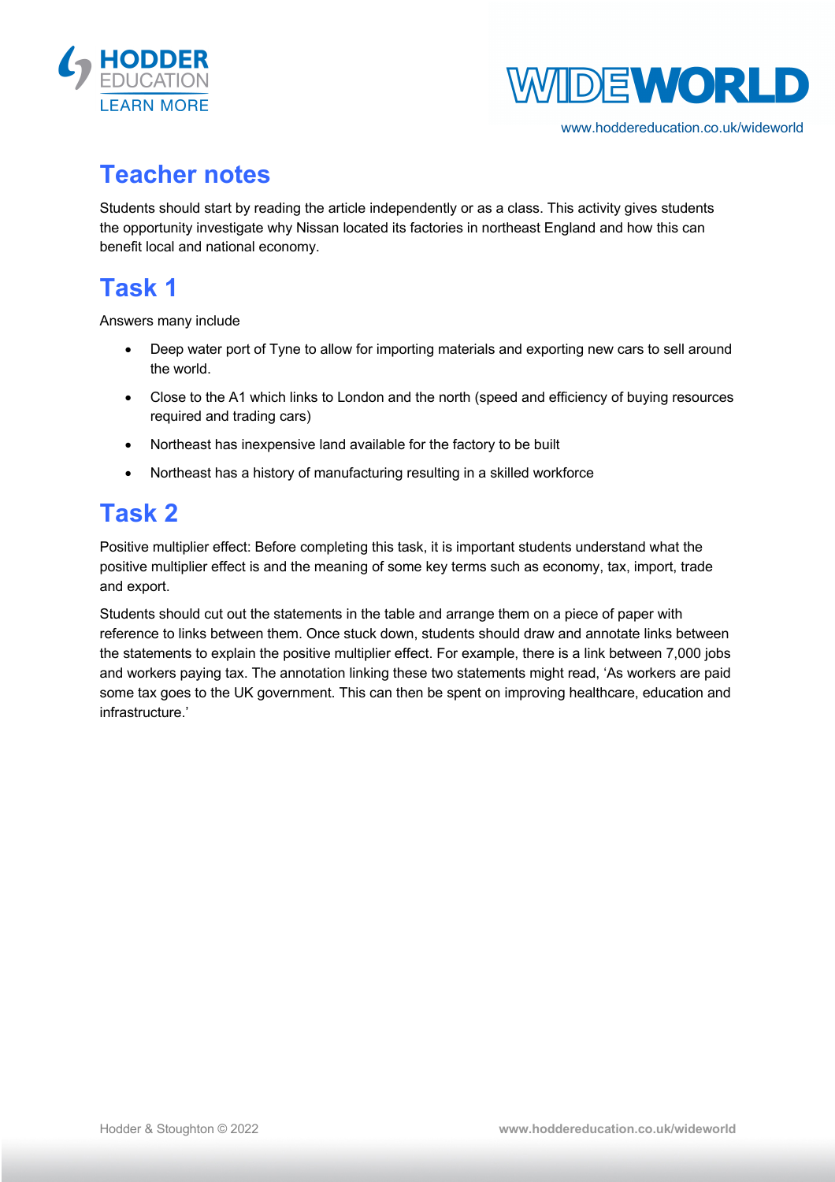# Teacher notes

Students should start by reading the article independently or as a class. This activity gives students the opportunity investigate why Nissan located its factories in northeast England and how this can benefit local and national economy.

# Task 1

Answers many include

- Deep water port of Tyne to allow for importing materials and exporting new cars to sell around the world.
- Close to the A1 which links to London and the north (speed and efficiency of buying resources required and trading cars)
- Northeast has inexpensive land available for the factory to be built
- Northeast has a history of manufacturing resulting in a skilled workforce

# Task 2

Positive multiplier effect: Before completing this task, it is important students understand what the positive multiplier effect is and the meaning of some key terms such as economy, tax, import, trade and export.

Students should cut out the statements in the table and arrange them on a piece of paper with reference to links between them. Once stuck down, students should draw and annotate links between the statements to explain the positive multiplier effect. For example, there is a link between 7,000 jobs and workers paying tax. The annotation linking these two statements might read, 'As workers are paid some tax goes to the UK government. This can then be spent on improving healthcare, education and infrastructure.'